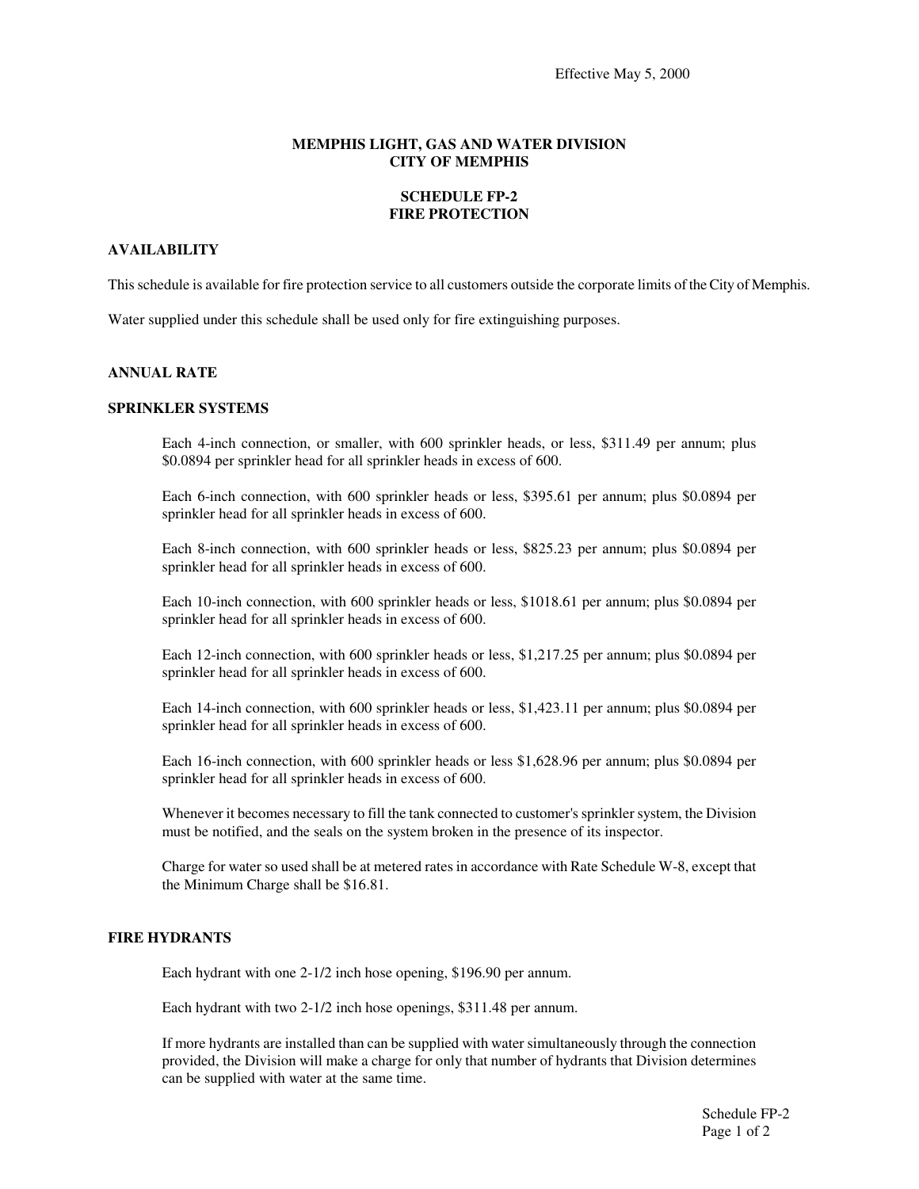Effective May 5, 2000

**MEMPHIS LIGHT, GAS AND WATER DIVISION**
**CITY OF MEMPHIS**

**SCHEDULE FP-2**
**FIRE PROTECTION**

## AVAILABILITY

This schedule is available for fire protection service to all customers outside the corporate limits of the City of Memphis.

Water supplied under this schedule shall be used only for fire extinguishing purposes.

## ANNUAL RATE

### SPRINKLER SYSTEMS

Each 4-inch connection, or smaller, with 600 sprinkler heads, or less, $311.49 per annum; plus $0.0894 per sprinkler head for all sprinkler heads in excess of 600.

Each 6-inch connection, with 600 sprinkler heads or less, $395.61 per annum; plus $0.0894 per sprinkler head for all sprinkler heads in excess of 600.

Each 8-inch connection, with 600 sprinkler heads or less, $825.23 per annum; plus $0.0894 per sprinkler head for all sprinkler heads in excess of 600.

Each 10-inch connection, with 600 sprinkler heads or less, $1018.61 per annum; plus $0.0894 per sprinkler head for all sprinkler heads in excess of 600.

Each 12-inch connection, with 600 sprinkler heads or less, $1,217.25 per annum; plus $0.0894 per sprinkler head for all sprinkler heads in excess of 600.

Each 14-inch connection, with 600 sprinkler heads or less, $1,423.11 per annum; plus $0.0894 per sprinkler head for all sprinkler heads in excess of 600.

Each 16-inch connection, with 600 sprinkler heads or less $1,628.96 per annum; plus $0.0894 per sprinkler head for all sprinkler heads in excess of 600.

Whenever it becomes necessary to fill the tank connected to customer's sprinkler system, the Division must be notified, and the seals on the system broken in the presence of its inspector.

Charge for water so used shall be at metered rates in accordance with Rate Schedule W-8, except that the Minimum Charge shall be $16.81.

### FIRE HYDRANTS

Each hydrant with one 2-1/2 inch hose opening, $196.90 per annum.

Each hydrant with two 2-1/2 inch hose openings, $311.48 per annum.

If more hydrants are installed than can be supplied with water simultaneously through the connection provided, the Division will make a charge for only that number of hydrants that Division determines can be supplied with water at the same time.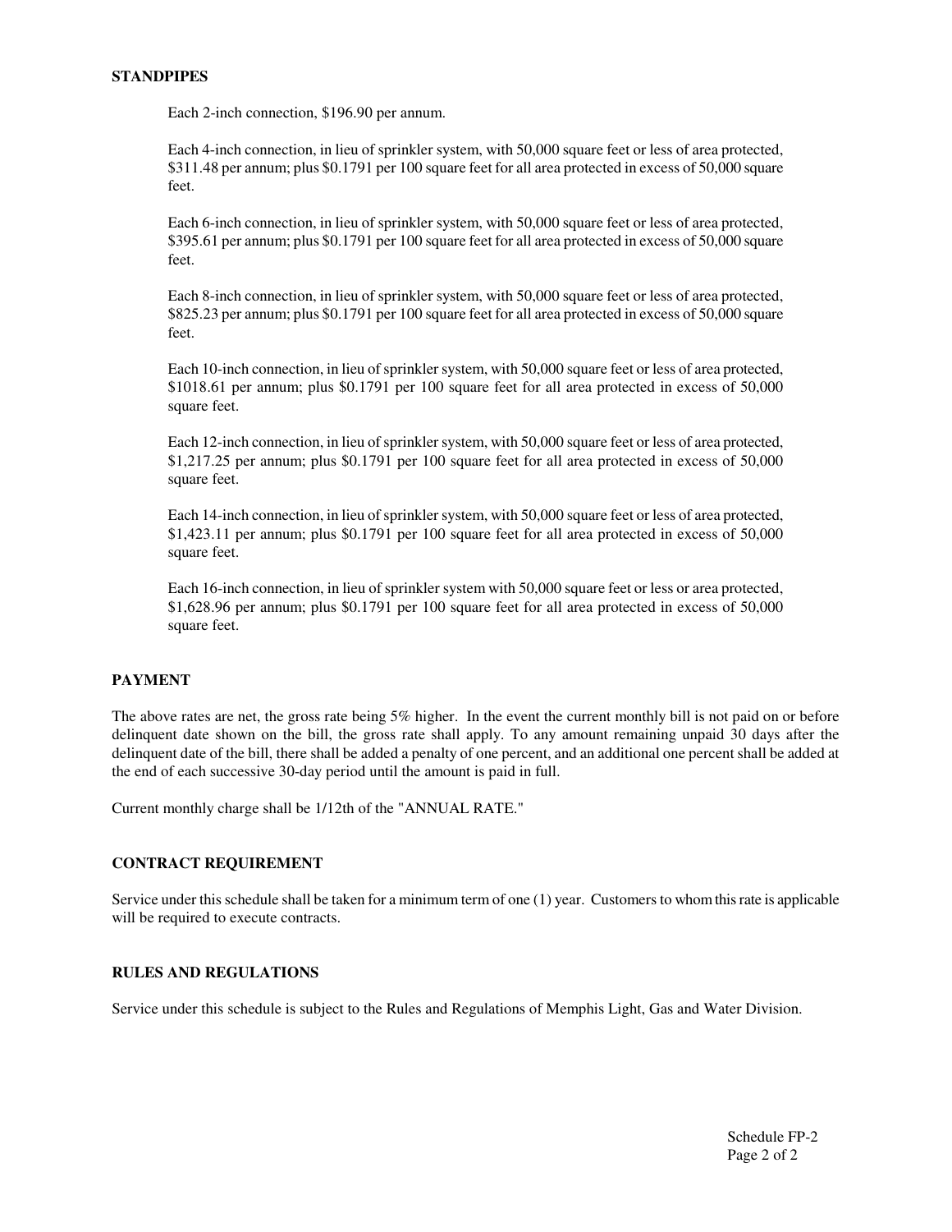**STANDPIPES**

Each 2-inch connection, $196.90 per annum.

Each 4-inch connection, in lieu of sprinkler system, with 50,000 square feet or less of area protected, $311.48 per annum; plus $0.1791 per 100 square feet for all area protected in excess of 50,000 square feet.

Each 6-inch connection, in lieu of sprinkler system, with 50,000 square feet or less of area protected, $395.61 per annum; plus $0.1791 per 100 square feet for all area protected in excess of 50,000 square feet.

Each 8-inch connection, in lieu of sprinkler system, with 50,000 square feet or less of area protected, $825.23 per annum; plus $0.1791 per 100 square feet for all area protected in excess of 50,000 square feet.

Each 10-inch connection, in lieu of sprinkler system, with 50,000 square feet or less of area protected, $1018.61 per annum; plus $0.1791 per 100 square feet for all area protected in excess of 50,000 square feet.

Each 12-inch connection, in lieu of sprinkler system, with 50,000 square feet or less of area protected, $1,217.25 per annum; plus $0.1791 per 100 square feet for all area protected in excess of 50,000 square feet.

Each 14-inch connection, in lieu of sprinkler system, with 50,000 square feet or less of area protected, $1,423.11 per annum; plus $0.1791 per 100 square feet for all area protected in excess of 50,000 square feet.

Each 16-inch connection, in lieu of sprinkler system with 50,000 square feet or less or area protected, $1,628.96 per annum; plus $0.1791 per 100 square feet for all area protected in excess of 50,000 square feet.

**PAYMENT**

The above rates are net, the gross rate being 5% higher. In the event the current monthly bill is not paid on or before delinquent date shown on the bill, the gross rate shall apply. To any amount remaining unpaid 30 days after the delinquent date of the bill, there shall be added a penalty of one percent, and an additional one percent shall be added at the end of each successive 30-day period until the amount is paid in full.

Current monthly charge shall be 1/12th of the "ANNUAL RATE."

**CONTRACT REQUIREMENT**

Service under this schedule shall be taken for a minimum term of one (1) year. Customers to whom this rate is applicable will be required to execute contracts.

**RULES AND REGULATIONS**

Service under this schedule is subject to the Rules and Regulations of Memphis Light, Gas and Water Division.

Schedule FP-2